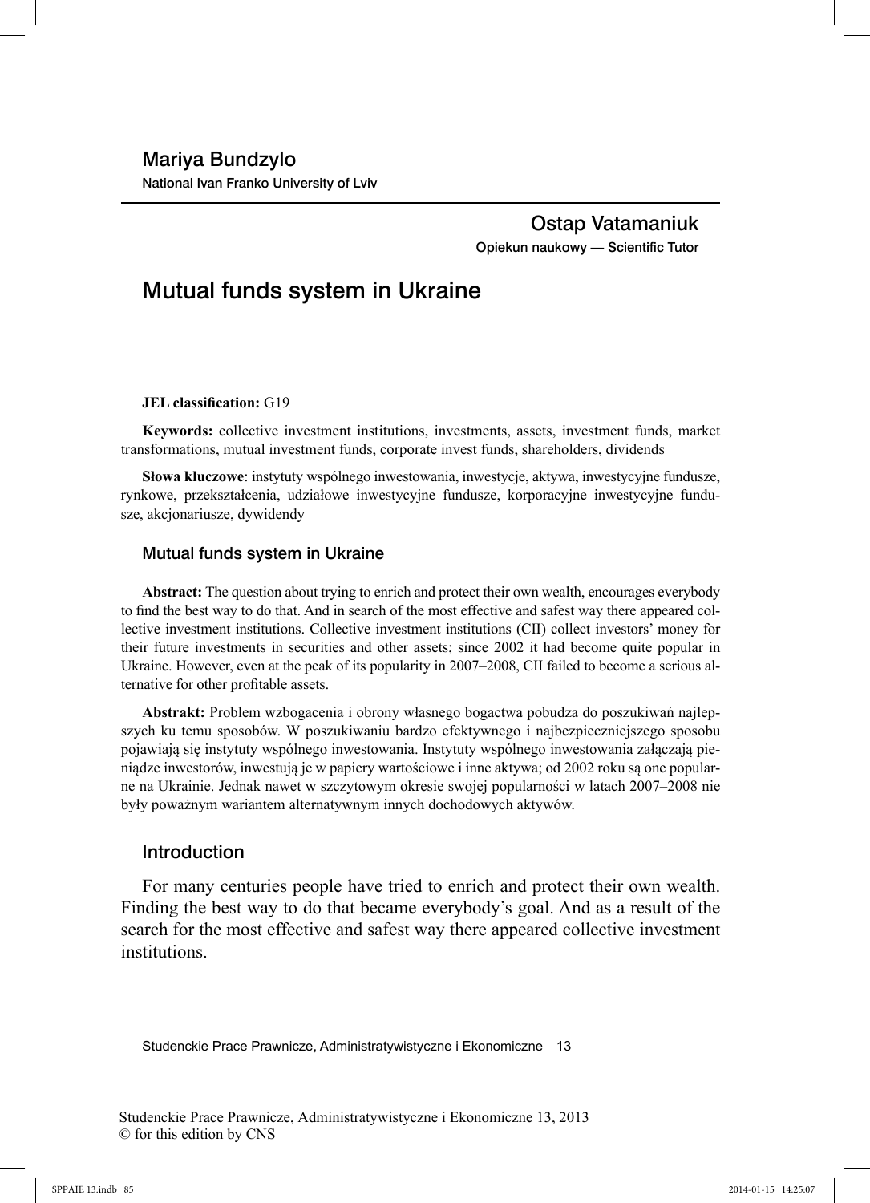Mariya Bundzylo

National Ivan Franko University of Lviv

Ostap Vatamaniuk

Opiekun naukowy — Scientific Tutor

# Mutual funds system in Ukraine

**JEL classification:** G19

**Keywords:** collective investment institutions, investments, assets, investment funds, market transformations, mutual investment funds, corporate invest funds, shareholders, dividends

**Słowa kluczowe**: instytuty wspólnego inwestowania, inwestycje, aktywa, inwestycyjne fundusze, rynkowe, przekształcenia, udziałowe inwestycyjne fundusze, korporacyjne inwestycyjne fundusze, akcjonariusze, dywidendy

## Mutual funds system in Ukraine

**Abstract:** The question about trying to enrich and protect their own wealth, encourages everybody to find the best way to do that. And in search of the most effective and safest way there appeared collective investment institutions. Collective investment institutions (CII) collect investors' money for their future investments in securities and other assets; since 2002 it had become quite popular in Ukraine. However, even at the peak of its popularity in 2007–2008, CII failed to become a serious alternative for other profitable assets.

**Abstrakt:** Problem wzbogacenia i obrony własnego bogactwa pobudza do poszukiwań najlepszych ku temu sposobów. W poszukiwaniu bardzo efektywnego i najbezpieczniejszego sposobu pojawiają się instytuty wspólnego inwestowania. Instytuty wspólnego inwestowania załączają pieniądze inwestorów, inwestują je w papiery wartościowe i inne aktywa; od 2002 roku są one popularne na Ukrainie. Jednak nawet w szczytowym okresie swojej popularności w latach 2007–2008 nie były poważnym wariantem alternatywnym innych dochodowych aktywów.

## Introduction

For many centuries people have tried to enrich and protect their own wealth. Finding the best way to do that became everybody's goal. And as a result of the search for the most effective and safest way there appeared collective investment institutions.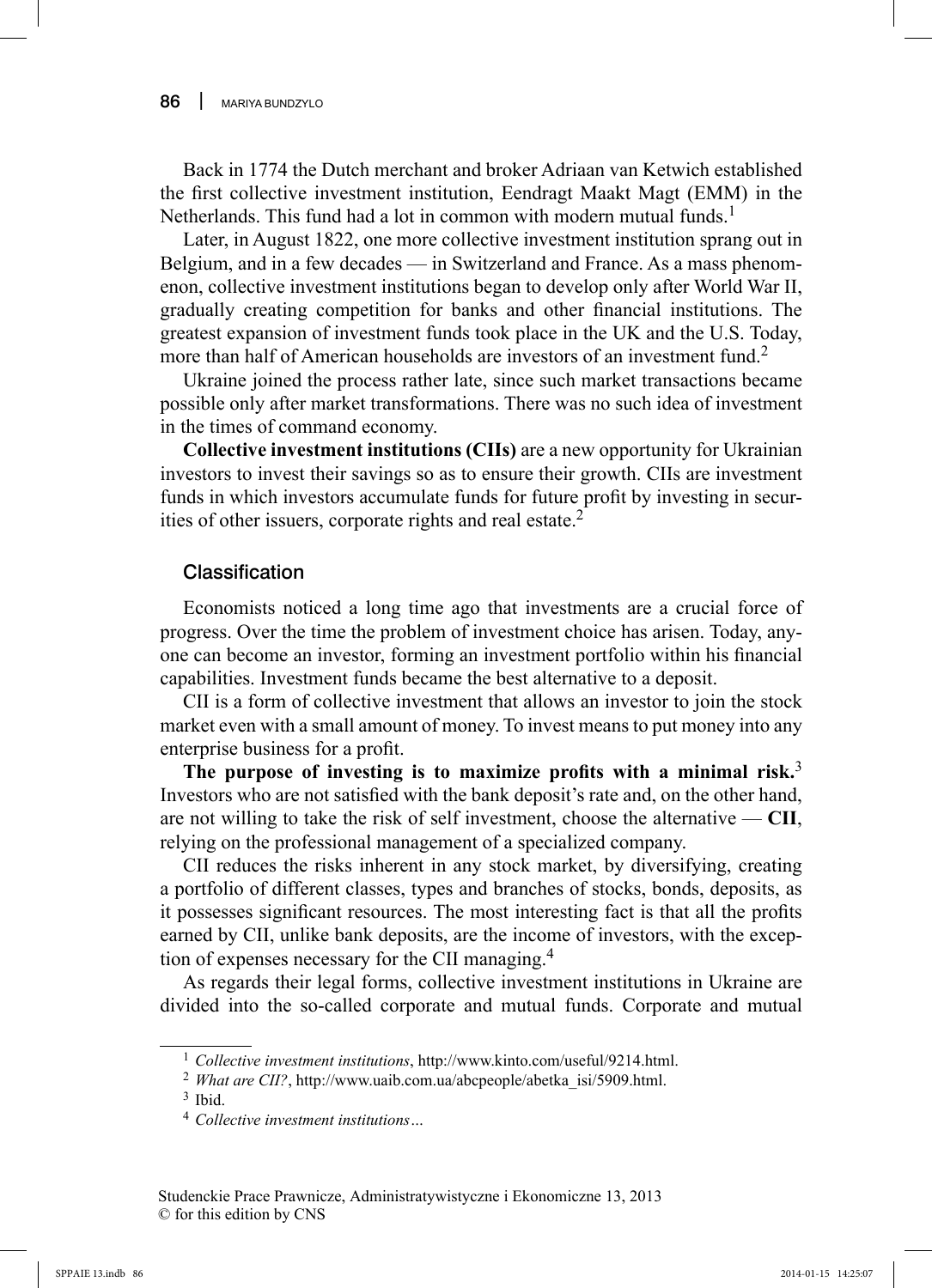Back in 1774 the Dutch merchant and broker Adriaan van Ketwich established the first collective investment institution, Eendragt Maakt Magt (EMM) in the Netherlands. This fund had a lot in common with modern mutual funds.[1]

Later, in August 1822, one more collective investment institution sprang out in Belgium, and in a few decades — in Switzerland and France. As a mass phenomenon, collective investment institutions began to develop only after World War II, gradually creating competition for banks and other financial institutions. The greatest expansion of investment funds took place in the UK and the U.S. Today, more than half of American households are investors of an investment fund.[2]

Ukraine joined the process rather late, since such market transactions became possible only after market transformations. There was no such idea of investment in the times of command economy.

**Collective investment institutions (CIIs)** are a new opportunity for Ukrainian investors to invest their savings so as to ensure their growth. CIIs are investment funds in which investors accumulate funds for future profit by investing in securities of other issuers, corporate rights and real estate.[2]

## Classification

Economists noticed a long time ago that investments are a crucial force of progress. Over the time the problem of investment choice has arisen. Today, anyone can become an investor, forming an investment portfolio within his financial capabilities. Investment funds became the best alternative to a deposit.

CII is a form of collective investment that allows an investor to join the stock market even with a small amount of money. To invest means to put money into any enterprise business for a profit.

**The purpose of investing is to maximize profits with a minimal risk.**[3] Investors who are not satisfied with the bank deposit's rate and, on the other hand, are not willing to take the risk of self investment, choose the alternative — **CII**, relying on the professional management of a specialized company.

CII reduces the risks inherent in any stock market, by diversifying, creating a portfolio of different classes, types and branches of stocks, bonds, deposits, as it possesses significant resources. The most interesting fact is that all the profits earned by CII, unlike bank deposits, are the income of investors, with the exception of expenses necessary for the CII managing.[4]

As regards their legal forms, collective investment institutions in Ukraine are divided into the so-called corporate and mutual funds. Corporate and mutual

---

[1] *Collective investment institutions*, http://www.kinto.com/useful/9214.html.

[2] *What are CII?*, http://www.uaib.com.ua/abcpeople/abetka_isi/5909.html.

[3] Ibid.

[4] *Collective investment institutions…*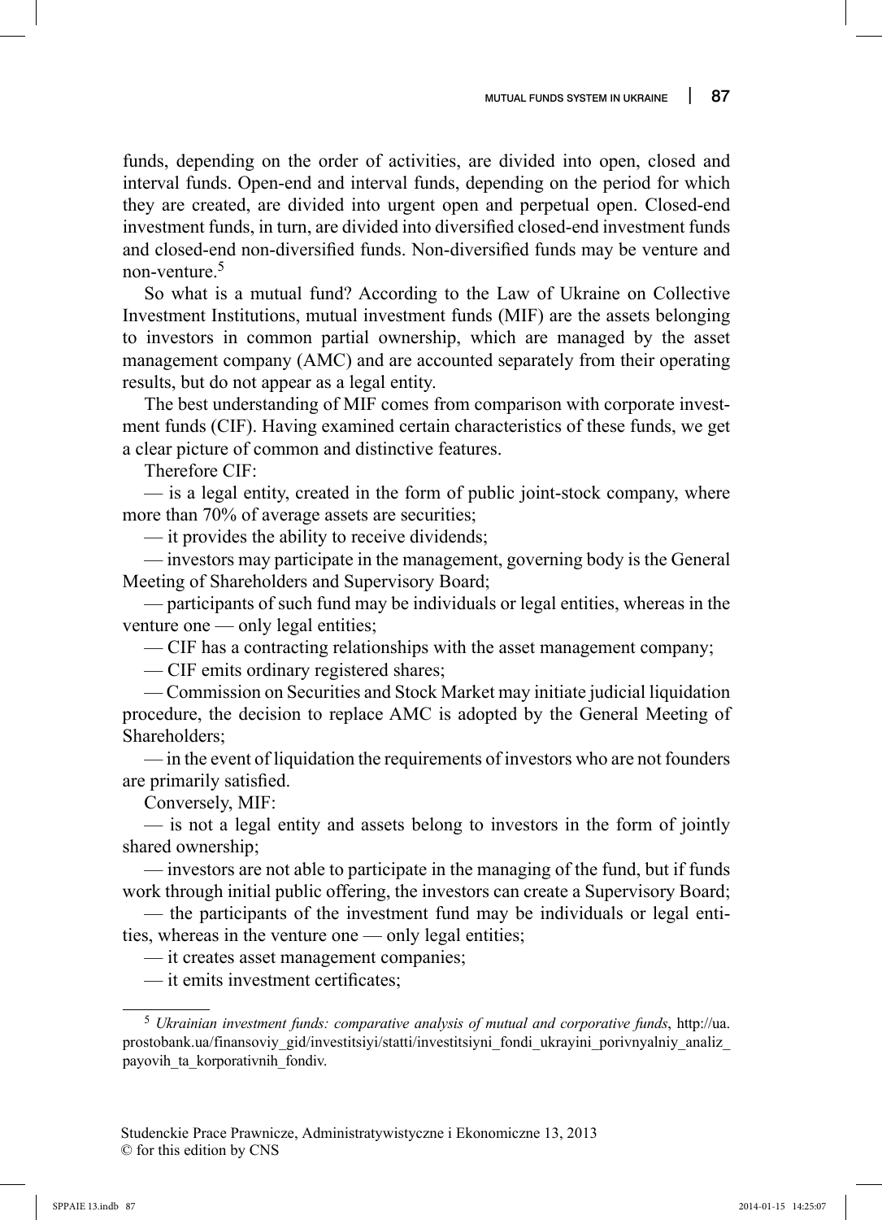funds, depending on the order of activities, are divided into open, closed and interval funds. Open-end and interval funds, depending on the period for which they are created, are divided into urgent open and perpetual open. Closed-end investment funds, in turn, are divided into diversified closed-end investment funds and closed-end non-diversified funds. Non-diversified funds may be venture and non-venture.[5]

So what is a mutual fund? According to the Law of Ukraine on Collective Investment Institutions, mutual investment funds (MIF) are the assets belonging to investors in common partial ownership, which are managed by the asset management company (AMC) and are accounted separately from their operating results, but do not appear as a legal entity.

The best understanding of MIF comes from comparison with corporate investment funds (CIF). Having examined certain characteristics of these funds, we get a clear picture of common and distinctive features.

Therefore CIF:

— is a legal entity, created in the form of public joint-stock company, where more than 70% of average assets are securities;

— it provides the ability to receive dividends;

— investors may participate in the management, governing body is the General Meeting of Shareholders and Supervisory Board;

— participants of such fund may be individuals or legal entities, whereas in the venture one — only legal entities;

— CIF has a contracting relationships with the asset management company;

— CIF emits ordinary registered shares;

— Commission on Securities and Stock Market may initiate judicial liquidation procedure, the decision to replace AMC is adopted by the General Meeting of Shareholders;

— in the event of liquidation the requirements of investors who are not founders are primarily satisfied.

Conversely, MIF:

— is not a legal entity and assets belong to investors in the form of jointly shared ownership;

— investors are not able to participate in the managing of the fund, but if funds work through initial public offering, the investors can create a Supervisory Board;

— the participants of the investment fund may be individuals or legal entities, whereas in the venture one — only legal entities;

— it creates asset management companies;

— it emits investment certificates;

---

[5] *Ukrainian investment funds: comparative analysis of mutual and corporative funds*, http://ua.prostobank.ua/finansoviy_gid/investitsiyi/statti/investitsiyni_fondi_ukrayini_porivnyalniy_analiz_payovih_ta_korporativnih_fondiv.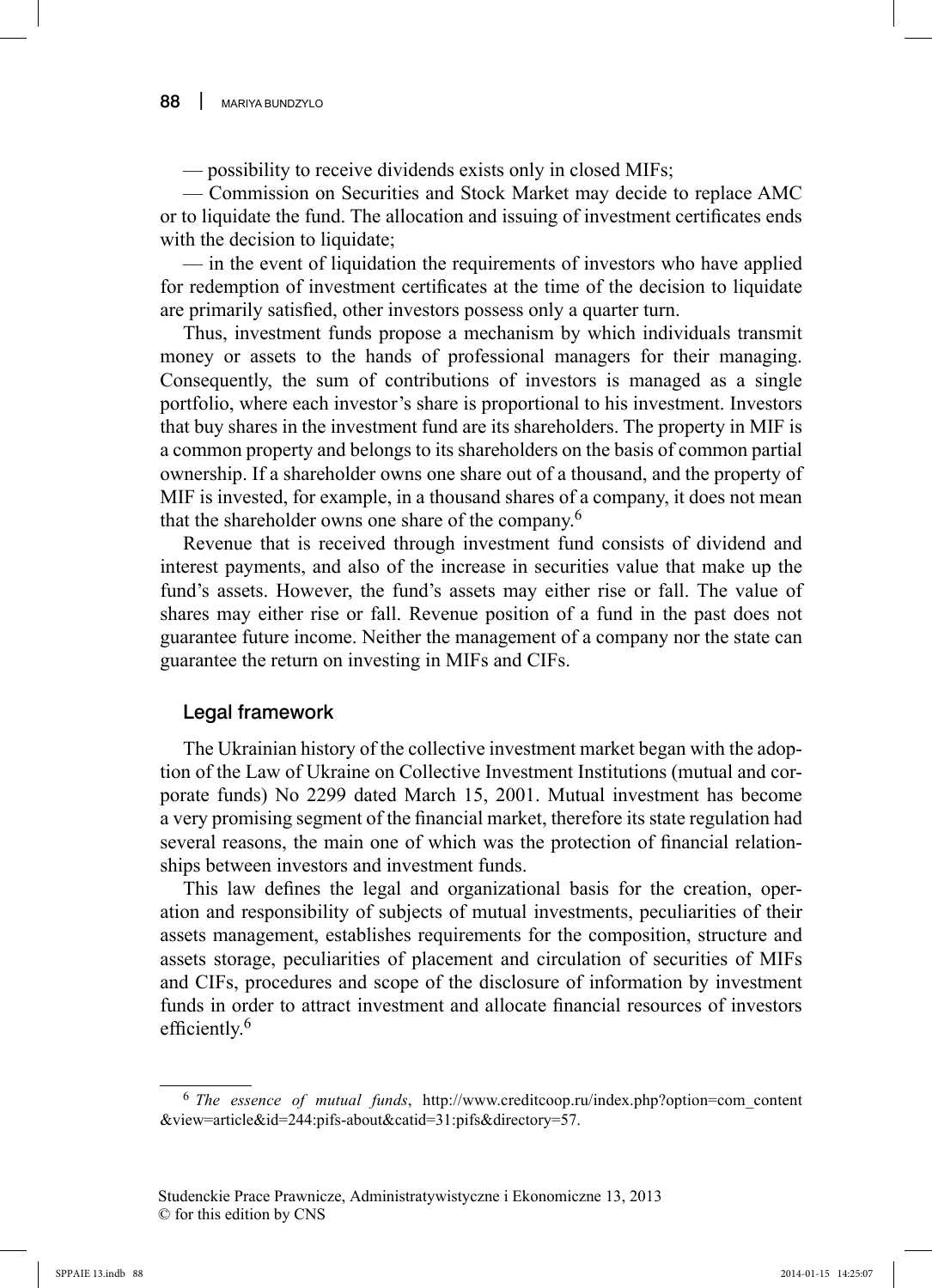— possibility to receive dividends exists only in closed MIFs;

— Commission on Securities and Stock Market may decide to replace AMC or to liquidate the fund. The allocation and issuing of investment certificates ends with the decision to liquidate;

— in the event of liquidation the requirements of investors who have applied for redemption of investment certificates at the time of the decision to liquidate are primarily satisfied, other investors possess only a quarter turn.

Thus, investment funds propose a mechanism by which individuals transmit money or assets to the hands of professional managers for their managing. Consequently, the sum of contributions of investors is managed as a single portfolio, where each investor's share is proportional to his investment. Investors that buy shares in the investment fund are its shareholders. The property in MIF is a common property and belongs to its shareholders on the basis of common partial ownership. If a shareholder owns one share out of a thousand, and the property of MIF is invested, for example, in a thousand shares of a company, it does not mean that the shareholder owns one share of the company.[6]

Revenue that is received through investment fund consists of dividend and interest payments, and also of the increase in securities value that make up the fund's assets. However, the fund's assets may either rise or fall. The value of shares may either rise or fall. Revenue position of a fund in the past does not guarantee future income. Neither the management of a company nor the state can guarantee the return on investing in MIFs and CIFs.

## Legal framework

The Ukrainian history of the collective investment market began with the adoption of the Law of Ukraine on Collective Investment Institutions (mutual and corporate funds) No 2299 dated March 15, 2001. Mutual investment has become a very promising segment of the financial market, therefore its state regulation had several reasons, the main one of which was the protection of financial relationships between investors and investment funds.

This law defines the legal and organizational basis for the creation, operation and responsibility of subjects of mutual investments, peculiarities of their assets management, establishes requirements for the composition, structure and assets storage, peculiarities of placement and circulation of securities of MIFs and CIFs, procedures and scope of the disclosure of information by investment funds in order to attract investment and allocate financial resources of investors efficiently.[6]

---

[6] *The essence of mutual funds*, http://www.creditcoop.ru/index.php?option=com_content&view=article&id=244:pifs-about&catid=31:pifs&directory=57.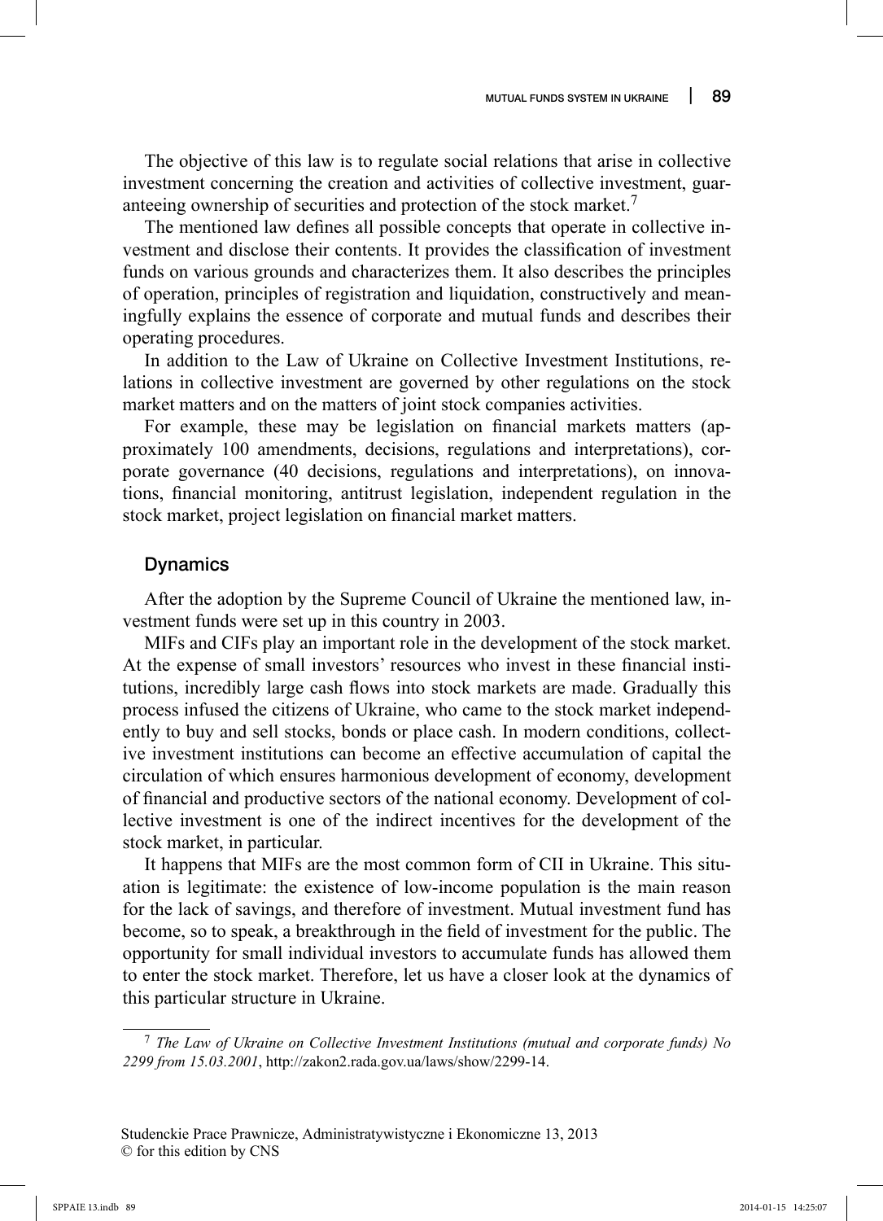The objective of this law is to regulate social relations that arise in collective investment concerning the creation and activities of collective investment, guaranteeing ownership of securities and protection of the stock market.[7]

The mentioned law defines all possible concepts that operate in collective investment and disclose their contents. It provides the classification of investment funds on various grounds and characterizes them. It also describes the principles of operation, principles of registration and liquidation, constructively and meaningfully explains the essence of corporate and mutual funds and describes their operating procedures.

In addition to the Law of Ukraine on Collective Investment Institutions, relations in collective investment are governed by other regulations on the stock market matters and on the matters of joint stock companies activities.

For example, these may be legislation on financial markets matters (approximately 100 amendments, decisions, regulations and interpretations), corporate governance (40 decisions, regulations and interpretations), on innovations, financial monitoring, antitrust legislation, independent regulation in the stock market, project legislation on financial market matters.

## Dynamics

After the adoption by the Supreme Council of Ukraine the mentioned law, investment funds were set up in this country in 2003.

MIFs and CIFs play an important role in the development of the stock market. At the expense of small investors' resources who invest in these financial institutions, incredibly large cash flows into stock markets are made. Gradually this process infused the citizens of Ukraine, who came to the stock market independently to buy and sell stocks, bonds or place cash. In modern conditions, collective investment institutions can become an effective accumulation of capital the circulation of which ensures harmonious development of economy, development of financial and productive sectors of the national economy. Development of collective investment is one of the indirect incentives for the development of the stock market, in particular.

It happens that MIFs are the most common form of CII in Ukraine. This situation is legitimate: the existence of low-income population is the main reason for the lack of savings, and therefore of investment. Mutual investment fund has become, so to speak, a breakthrough in the field of investment for the public. The opportunity for small individual investors to accumulate funds has allowed them to enter the stock market. Therefore, let us have a closer look at the dynamics of this particular structure in Ukraine.

[7] *The Law of Ukraine on Collective Investment Institutions (mutual and corporate funds) No 2299 from 15.03.2001*, http://zakon2.rada.gov.ua/laws/show/2299-14.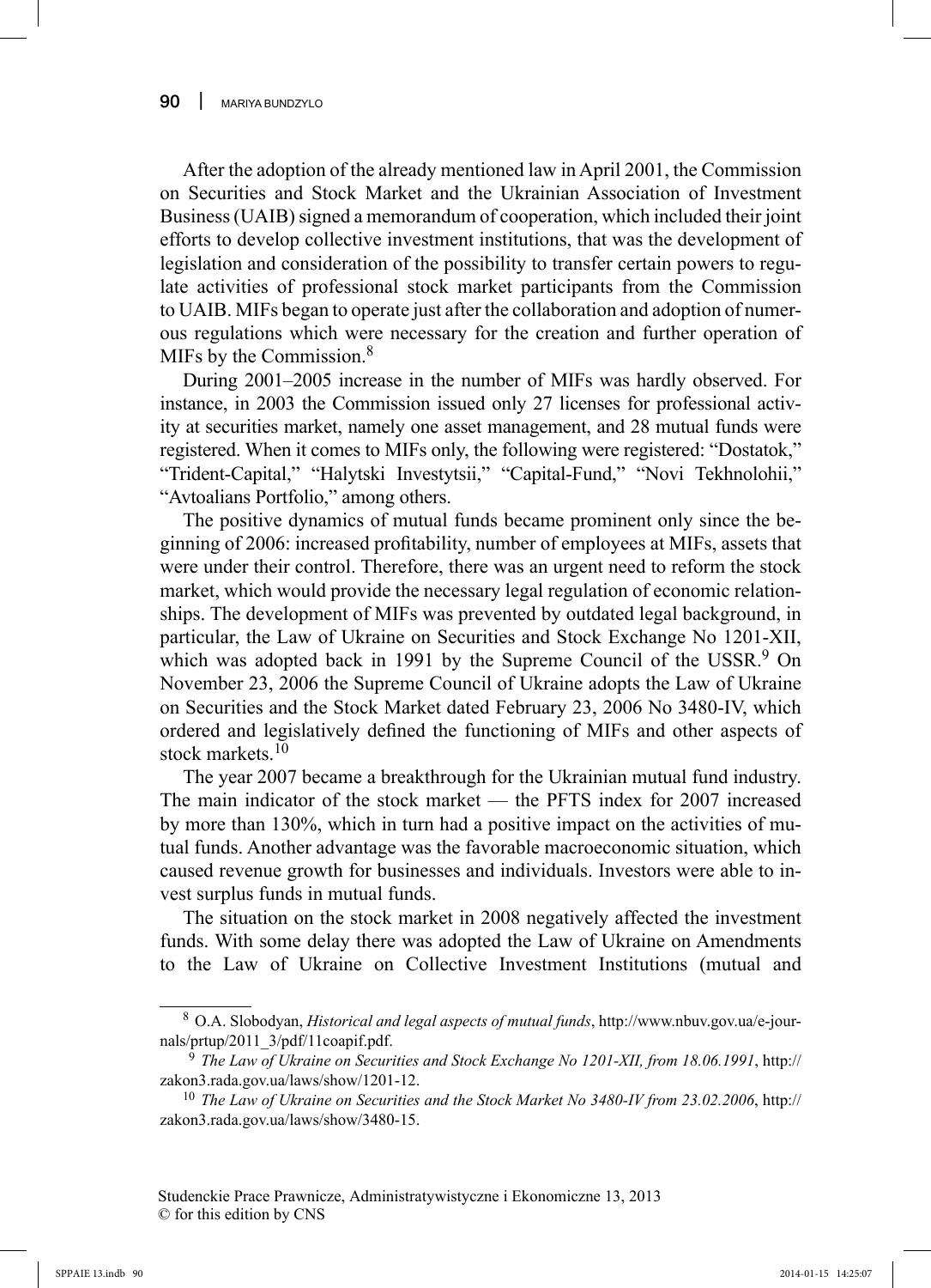After the adoption of the already mentioned law in April 2001, the Commission on Securities and Stock Market and the Ukrainian Association of Investment Business (UAIB) signed a memorandum of cooperation, which included their joint efforts to develop collective investment institutions, that was the development of legislation and consideration of the possibility to transfer certain powers to regulate activities of professional stock market participants from the Commission to UAIB. MIFs began to operate just after the collaboration and adoption of numerous regulations which were necessary for the creation and further operation of MIFs by the Commission.[8]

During 2001–2005 increase in the number of MIFs was hardly observed. For instance, in 2003 the Commission issued only 27 licenses for professional activity at securities market, namely one asset management, and 28 mutual funds were registered. When it comes to MIFs only, the following were registered: "Dostatok," "Trident-Capital," "Halytski Investytsii," "Capital-Fund," "Novi Tekhnolohii," "Avtoalians Portfolio," among others.

The positive dynamics of mutual funds became prominent only since the beginning of 2006: increased profitability, number of employees at MIFs, assets that were under their control. Therefore, there was an urgent need to reform the stock market, which would provide the necessary legal regulation of economic relationships. The development of MIFs was prevented by outdated legal background, in particular, the Law of Ukraine on Securities and Stock Exchange No 1201-XII, which was adopted back in 1991 by the Supreme Council of the USSR.[9] On November 23, 2006 the Supreme Council of Ukraine adopts the Law of Ukraine on Securities and the Stock Market dated February 23, 2006 No 3480-IV, which ordered and legislatively defined the functioning of MIFs and other aspects of stock markets.[10]

The year 2007 became a breakthrough for the Ukrainian mutual fund industry. The main indicator of the stock market — the PFTS index for 2007 increased by more than 130%, which in turn had a positive impact on the activities of mutual funds. Another advantage was the favorable macroeconomic situation, which caused revenue growth for businesses and individuals. Investors were able to invest surplus funds in mutual funds.

The situation on the stock market in 2008 negatively affected the investment funds. With some delay there was adopted the Law of Ukraine on Amendments to the Law of Ukraine on Collective Investment Institutions (mutual and

---

[8] O.A. Slobodyan, *Historical and legal aspects of mutual funds*, http://www.nbuv.gov.ua/e-journals/prtup/2011_3/pdf/11coapif.pdf.

[9] *The Law of Ukraine on Securities and Stock Exchange No 1201-XII, from 18.06.1991*, http://zakon3.rada.gov.ua/laws/show/1201-12.

[10] *The Law of Ukraine on Securities and the Stock Market No 3480-IV from 23.02.2006*, http://zakon3.rada.gov.ua/laws/show/3480-15.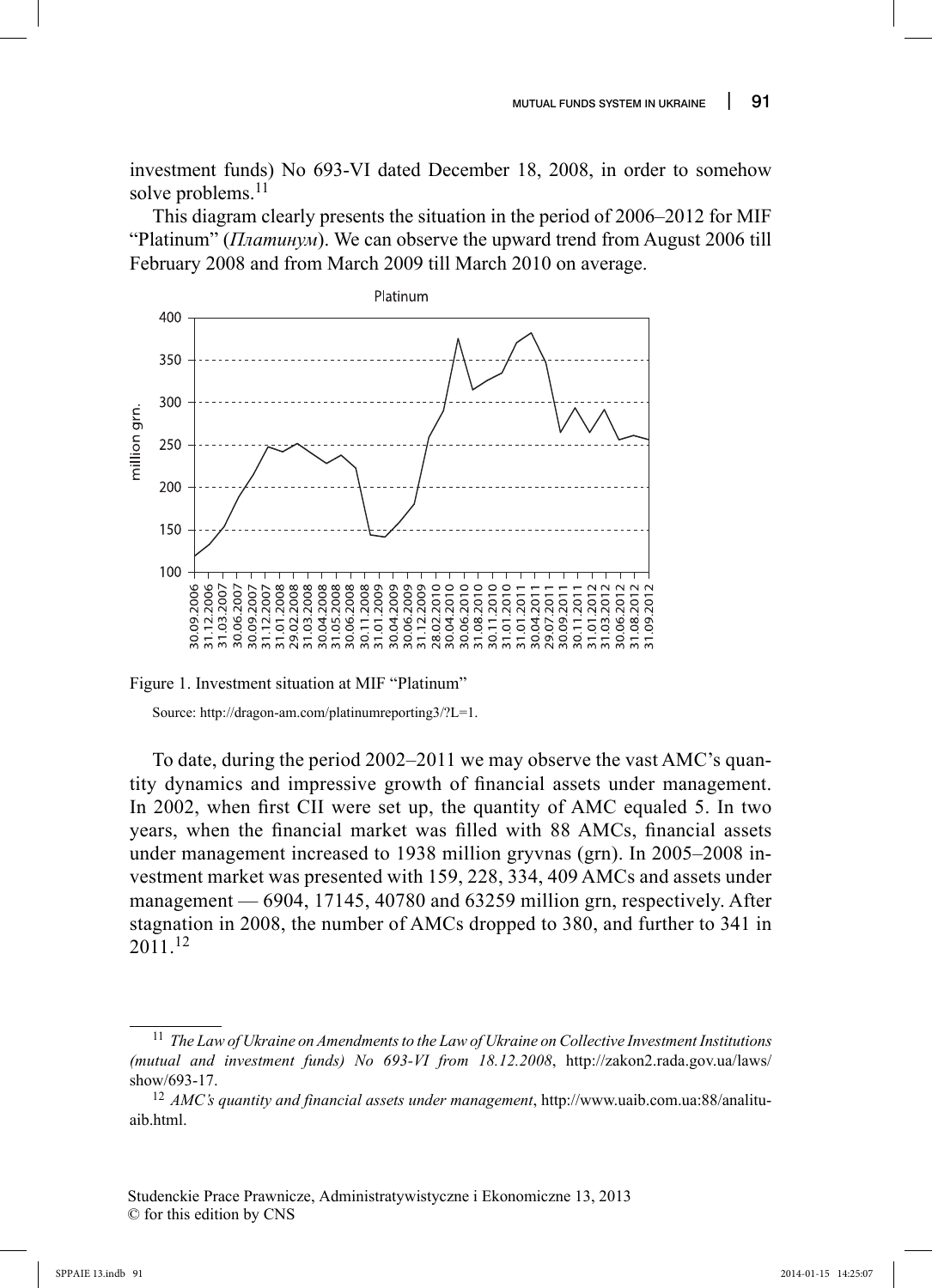investment funds) No 693-VI dated December 18, 2008, in order to somehow solve problems.[11]

This diagram clearly presents the situation in the period of 2006–2012 for MIF "Platinum" (*Платинум*). We can observe the upward trend from August 2006 till February 2008 and from March 2009 till March 2010 on average.

Figure 1. Investment situation at MIF "Platinum"

Source: http://dragon-am.com/platinumreporting3/?L=1.

To date, during the period 2002–2011 we may observe the vast AMC's quantity dynamics and impressive growth of financial assets under management. In 2002, when first CII were set up, the quantity of AMC equaled 5. In two years, when the financial market was filled with 88 AMCs, financial assets under management increased to 1938 million gryvnas (grn). In 2005–2008 investment market was presented with 159, 228, 334, 409 AMCs and assets under management — 6904, 17145, 40780 and 63259 million grn, respectively. After stagnation in 2008, the number of AMCs dropped to 380, and further to 341 in 2011.[12]

---

[11] *The Law of Ukraine on Amendments to the Law of Ukraine on Collective Investment Institutions (mutual and investment funds) No 693-VI from 18.12.2008*, http://zakon2.rada.gov.ua/laws/show/693-17.

[12] *AMC's quantity and financial assets under management*, http://www.uaib.com.ua:88/analituaib.html.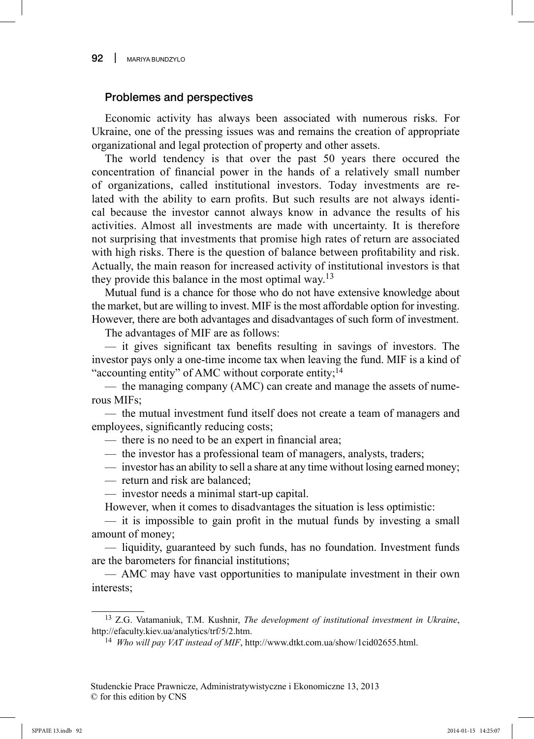## Problemes and perspectives

Economic activity has always been associated with numerous risks. For Ukraine, one of the pressing issues was and remains the creation of appropriate organizational and legal protection of property and other assets.

The world tendency is that over the past 50 years there occured the concentration of financial power in the hands of a relatively small number of organizations, called institutional investors. Today investments are related with the ability to earn profits. But such results are not always identical because the investor cannot always know in advance the results of his activities. Almost all investments are made with uncertainty. It is therefore not surprising that investments that promise high rates of return are associated with high risks. There is the question of balance between profitability and risk. Actually, the main reason for increased activity of institutional investors is that they provide this balance in the most optimal way.[13]

Mutual fund is a chance for those who do not have extensive knowledge about the market, but are willing to invest. MIF is the most affordable option for investing. However, there are both advantages and disadvantages of such form of investment.

The advantages of MIF are as follows:

— it gives significant tax benefits resulting in savings of investors. The investor pays only a one-time income tax when leaving the fund. MIF is a kind of "accounting entity" of AMC without corporate entity;[14]

— the managing company (AMC) can create and manage the assets of numerous MIFs;

— the mutual investment fund itself does not create a team of managers and employees, significantly reducing costs;

— there is no need to be an expert in financial area;

— the investor has a professional team of managers, analysts, traders;

— investor has an ability to sell a share at any time without losing earned money;

— return and risk are balanced;

— investor needs a minimal start-up capital.

However, when it comes to disadvantages the situation is less optimistic:

— it is impossible to gain profit in the mutual funds by investing a small amount of money;

— liquidity, guaranteed by such funds, has no foundation. Investment funds are the barometers for financial institutions;

— AMC may have vast opportunities to manipulate investment in their own interests;

---

[13] Z.G. Vatamaniuk, T.M. Kushnir, *The development of institutional investment in Ukraine*, http://efaculty.kiev.ua/analytics/trf/5/2.htm.

[14] *Who will pay VAT instead of MIF*, http://www.dtkt.com.ua/show/1cid02655.html.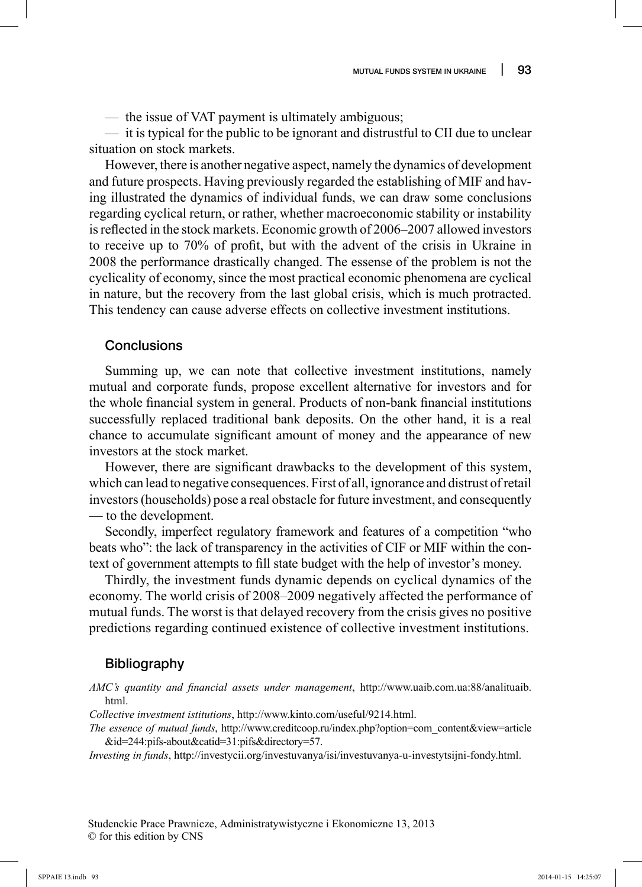— the issue of VAT payment is ultimately ambiguous;

— it is typical for the public to be ignorant and distrustful to CII due to unclear situation on stock markets.

However, there is another negative aspect, namely the dynamics of development and future prospects. Having previously regarded the establishing of MIF and having illustrated the dynamics of individual funds, we can draw some conclusions regarding cyclical return, or rather, whether macroeconomic stability or instability is reflected in the stock markets. Economic growth of 2006–2007 allowed investors to receive up to 70% of profit, but with the advent of the crisis in Ukraine in 2008 the performance drastically changed. The essense of the problem is not the cyclicality of economy, since the most practical economic phenomena are cyclical in nature, but the recovery from the last global crisis, which is much protracted. This tendency can cause adverse effects on collective investment institutions.

## Conclusions

Summing up, we can note that collective investment institutions, namely mutual and corporate funds, propose excellent alternative for investors and for the whole financial system in general. Products of non-bank financial institutions successfully replaced traditional bank deposits. On the other hand, it is a real chance to accumulate significant amount of money and the appearance of new investors at the stock market.

However, there are significant drawbacks to the development of this system, which can lead to negative consequences. First of all, ignorance and distrust of retail investors (households) pose a real obstacle for future investment, and consequently — to the development.

Secondly, imperfect regulatory framework and features of a competition "who beats who": the lack of transparency in the activities of CIF or MIF within the context of government attempts to fill state budget with the help of investor's money.

Thirdly, the investment funds dynamic depends on cyclical dynamics of the economy. The world crisis of 2008–2009 negatively affected the performance of mutual funds. The worst is that delayed recovery from the crisis gives no positive predictions regarding continued existence of collective investment institutions.

## Bibliography

*AMC's quantity and financial assets under management*, http://www.uaib.com.ua:88/analituaib.html.

*Collective investment istitutions*, http://www.kinto.com/useful/9214.html.

*The essence of mutual funds*, http://www.creditcoop.ru/index.php?option=com_content&view=article&id=244:pifs-about&catid=31:pifs&directory=57.

*Investing in funds*, http://investycii.org/investuvanya/isi/investuvanya-u-investytsijni-fondy.html.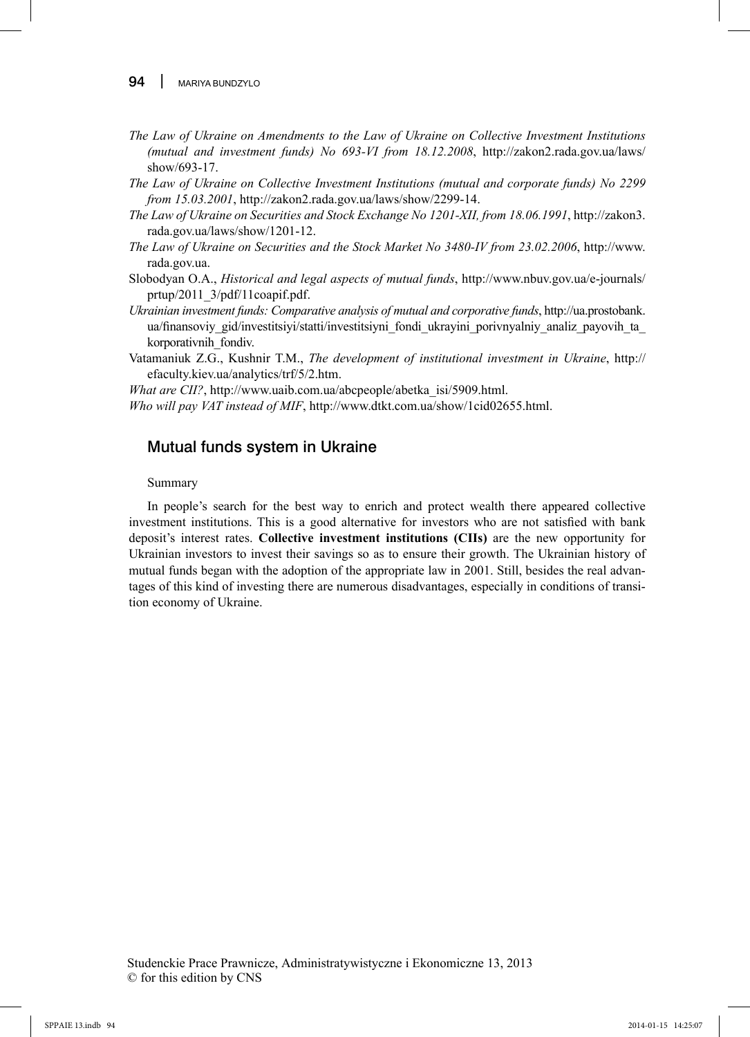*The Law of Ukraine on Amendments to the Law of Ukraine on Collective Investment Institutions (mutual and investment funds) No 693-VI from 18.12.2008*, http://zakon2.rada.gov.ua/laws/show/693-17.

*The Law of Ukraine on Collective Investment Institutions (mutual and corporate funds) No 2299 from 15.03.2001*, http://zakon2.rada.gov.ua/laws/show/2299-14.

*The Law of Ukraine on Securities and Stock Exchange No 1201-XII, from 18.06.1991*, http://zakon3.rada.gov.ua/laws/show/1201-12.

*The Law of Ukraine on Securities and the Stock Market No 3480-IV from 23.02.2006*, http://www.rada.gov.ua.

Slobodyan O.A., *Historical and legal aspects of mutual funds*, http://www.nbuv.gov.ua/e-journals/prtup/2011_3/pdf/11coapif.pdf.

*Ukrainian investment funds: Comparative analysis of mutual and corporative funds*, http://ua.prostobank.ua/finansoviy_gid/investitsiyi/statti/investitsiyni_fondi_ukrayini_porivnyalniy_analiz_payovih_ta_korporativnih_fondiv.

Vatamaniuk Z.G., Kushnir T.M., *The development of institutional investment in Ukraine*, http://efaculty.kiev.ua/analytics/trf/5/2.htm.

*What are CII?*, http://www.uaib.com.ua/abcpeople/abetka_isi/5909.html.

*Who will pay VAT instead of MIF*, http://www.dtkt.com.ua/show/1cid02655.html.

## Mutual funds system in Ukraine

Summary

In people's search for the best way to enrich and protect wealth there appeared collective investment institutions. This is a good alternative for investors who are not satisfied with bank deposit's interest rates. **Collective investment institutions (CIIs)** are the new opportunity for Ukrainian investors to invest their savings so as to ensure their growth. The Ukrainian history of mutual funds began with the adoption of the appropriate law in 2001. Still, besides the real advantages of this kind of investing there are numerous disadvantages, especially in conditions of transition economy of Ukraine.